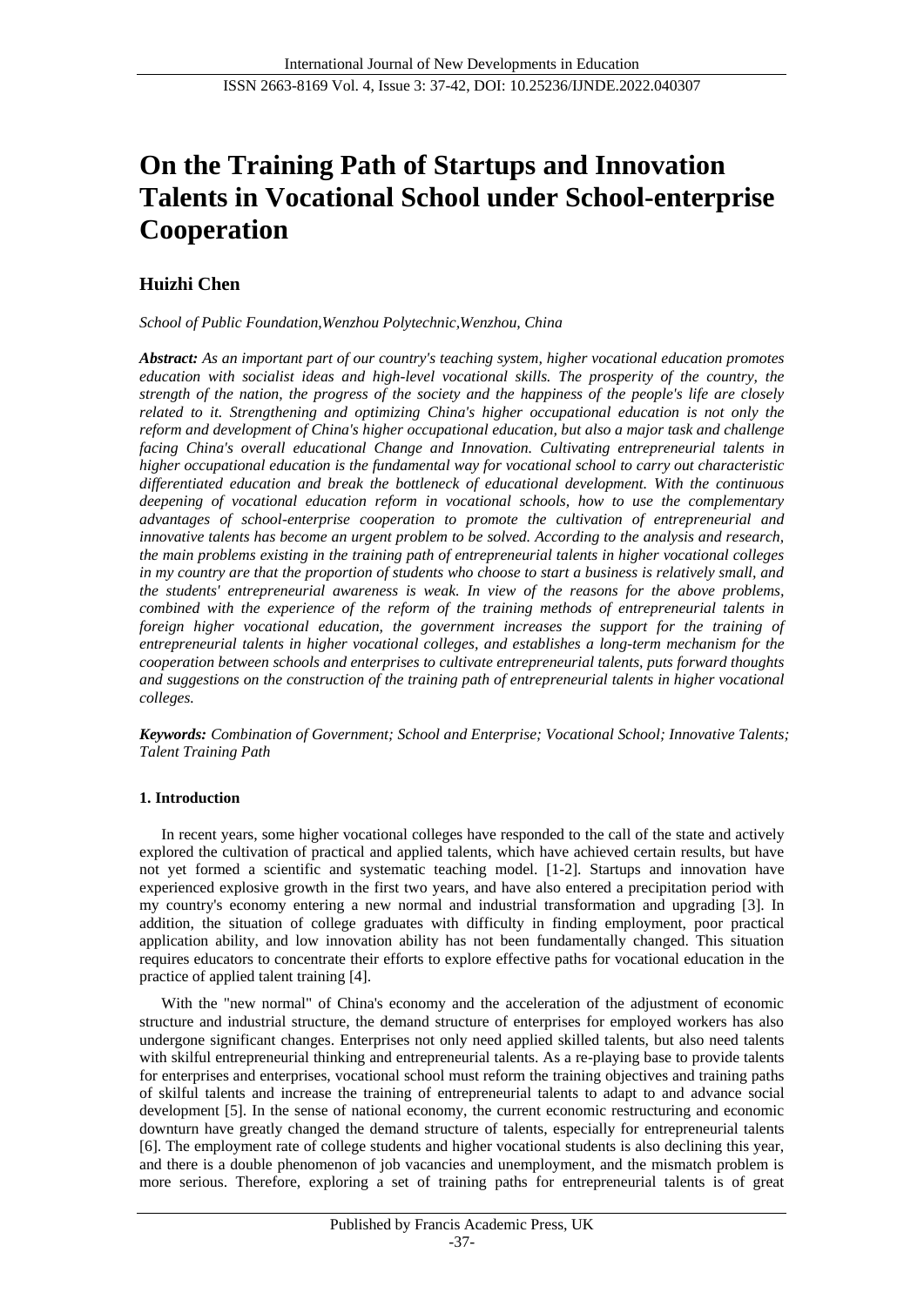# On the Training Path of Startups and Innovation Talents in Vocational School under School-enterprise Cooperation

**Huizhi Chen**

*School of Public Foundation,Wenzhou Polytechnic,Wenzhou, China*

***Abstract:*** *As an important part of our country's teaching system, higher vocational education promotes education with socialist ideas and high-level vocational skills. The prosperity of the country, the strength of the nation, the progress of the society and the happiness of the people's life are closely related to it. Strengthening and optimizing China's higher occupational education is not only the reform and development of China's higher occupational education, but also a major task and challenge facing China's overall educational Change and Innovation. Cultivating entrepreneurial talents in higher occupational education is the fundamental way for vocational school to carry out characteristic differentiated education and break the bottleneck of educational development. With the continuous deepening of vocational education reform in vocational schools, how to use the complementary advantages of school-enterprise cooperation to promote the cultivation of entrepreneurial and innovative talents has become an urgent problem to be solved. According to the analysis and research, the main problems existing in the training path of entrepreneurial talents in higher vocational colleges in my country are that the proportion of students who choose to start a business is relatively small, and the students' entrepreneurial awareness is weak. In view of the reasons for the above problems, combined with the experience of the reform of the training methods of entrepreneurial talents in foreign higher vocational education, the government increases the support for the training of entrepreneurial talents in higher vocational colleges, and establishes a long-term mechanism for the cooperation between schools and enterprises to cultivate entrepreneurial talents, puts forward thoughts and suggestions on the construction of the training path of entrepreneurial talents in higher vocational colleges.*

***Keywords:*** *Combination of Government; School and Enterprise; Vocational School; Innovative Talents; Talent Training Path*

## 1. Introduction

In recent years, some higher vocational colleges have responded to the call of the state and actively explored the cultivation of practical and applied talents, which have achieved certain results, but have not yet formed a scientific and systematic teaching model. [1-2]. Startups and innovation have experienced explosive growth in the first two years, and have also entered a precipitation period with my country's economy entering a new normal and industrial transformation and upgrading [3]. In addition, the situation of college graduates with difficulty in finding employment, poor practical application ability, and low innovation ability has not been fundamentally changed. This situation requires educators to concentrate their efforts to explore effective paths for vocational education in the practice of applied talent training [4].

With the "new normal" of China's economy and the acceleration of the adjustment of economic structure and industrial structure, the demand structure of enterprises for employed workers has also undergone significant changes. Enterprises not only need applied skilled talents, but also need talents with skilful entrepreneurial thinking and entrepreneurial talents. As a re-playing base to provide talents for enterprises and enterprises, vocational school must reform the training objectives and training paths of skilful talents and increase the training of entrepreneurial talents to adapt to and advance social development [5]. In the sense of national economy, the current economic restructuring and economic downturn have greatly changed the demand structure of talents, especially for entrepreneurial talents [6]. The employment rate of college students and higher vocational students is also declining this year, and there is a double phenomenon of job vacancies and unemployment, and the mismatch problem is more serious. Therefore, exploring a set of training paths for entrepreneurial talents is of great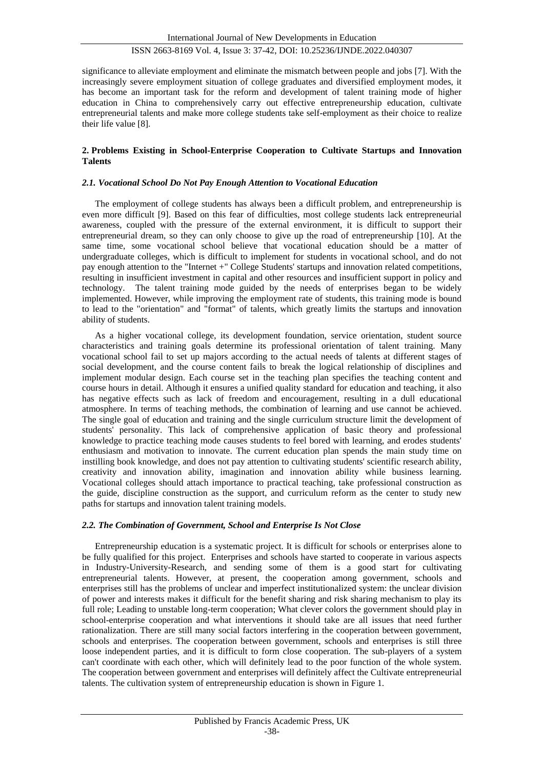significance to alleviate employment and eliminate the mismatch between people and jobs [7]. With the increasingly severe employment situation of college graduates and diversified employment modes, it has become an important task for the reform and development of talent training mode of higher education in China to comprehensively carry out effective entrepreneurship education, cultivate entrepreneurial talents and make more college students take self-employment as their choice to realize their life value [8].

## 2. Problems Existing in School-Enterprise Cooperation to Cultivate Startups and Innovation Talents

### *2.1. Vocational School Do Not Pay Enough Attention to Vocational Education*

The employment of college students has always been a difficult problem, and entrepreneurship is even more difficult [9]. Based on this fear of difficulties, most college students lack entrepreneurial awareness, coupled with the pressure of the external environment, it is difficult to support their entrepreneurial dream, so they can only choose to give up the road of entrepreneurship [10]. At the same time, some vocational school believe that vocational education should be a matter of undergraduate colleges, which is difficult to implement for students in vocational school, and do not pay enough attention to the "Internet +" College Students' startups and innovation related competitions, resulting in insufficient investment in capital and other resources and insufficient support in policy and technology. The talent training mode guided by the needs of enterprises began to be widely implemented. However, while improving the employment rate of students, this training mode is bound to lead to the "orientation" and "format" of talents, which greatly limits the startups and innovation ability of students.

As a higher vocational college, its development foundation, service orientation, student source characteristics and training goals determine its professional orientation of talent training. Many vocational school fail to set up majors according to the actual needs of talents at different stages of social development, and the course content fails to break the logical relationship of disciplines and implement modular design. Each course set in the teaching plan specifies the teaching content and course hours in detail. Although it ensures a unified quality standard for education and teaching, it also has negative effects such as lack of freedom and encouragement, resulting in a dull educational atmosphere. In terms of teaching methods, the combination of learning and use cannot be achieved. The single goal of education and training and the single curriculum structure limit the development of students' personality. This lack of comprehensive application of basic theory and professional knowledge to practice teaching mode causes students to feel bored with learning, and erodes students' enthusiasm and motivation to innovate. The current education plan spends the main study time on instilling book knowledge, and does not pay attention to cultivating students' scientific research ability, creativity and innovation ability, imagination and innovation ability while business learning. Vocational colleges should attach importance to practical teaching, take professional construction as the guide, discipline construction as the support, and curriculum reform as the center to study new paths for startups and innovation talent training models.

### *2.2. The Combination of Government, School and Enterprise Is Not Close*

Entrepreneurship education is a systematic project. It is difficult for schools or enterprises alone to be fully qualified for this project. Enterprises and schools have started to cooperate in various aspects in Industry-University-Research, and sending some of them is a good start for cultivating entrepreneurial talents. However, at present, the cooperation among government, schools and enterprises still has the problems of unclear and imperfect institutionalized system: the unclear division of power and interests makes it difficult for the benefit sharing and risk sharing mechanism to play its full role; Leading to unstable long-term cooperation; What clever colors the government should play in school-enterprise cooperation and what interventions it should take are all issues that need further rationalization. There are still many social factors interfering in the cooperation between government, schools and enterprises. The cooperation between government, schools and enterprises is still three loose independent parties, and it is difficult to form close cooperation. The sub-players of a system can't coordinate with each other, which will definitely lead to the poor function of the whole system. The cooperation between government and enterprises will definitely affect the Cultivate entrepreneurial talents. The cultivation system of entrepreneurship education is shown in Figure 1.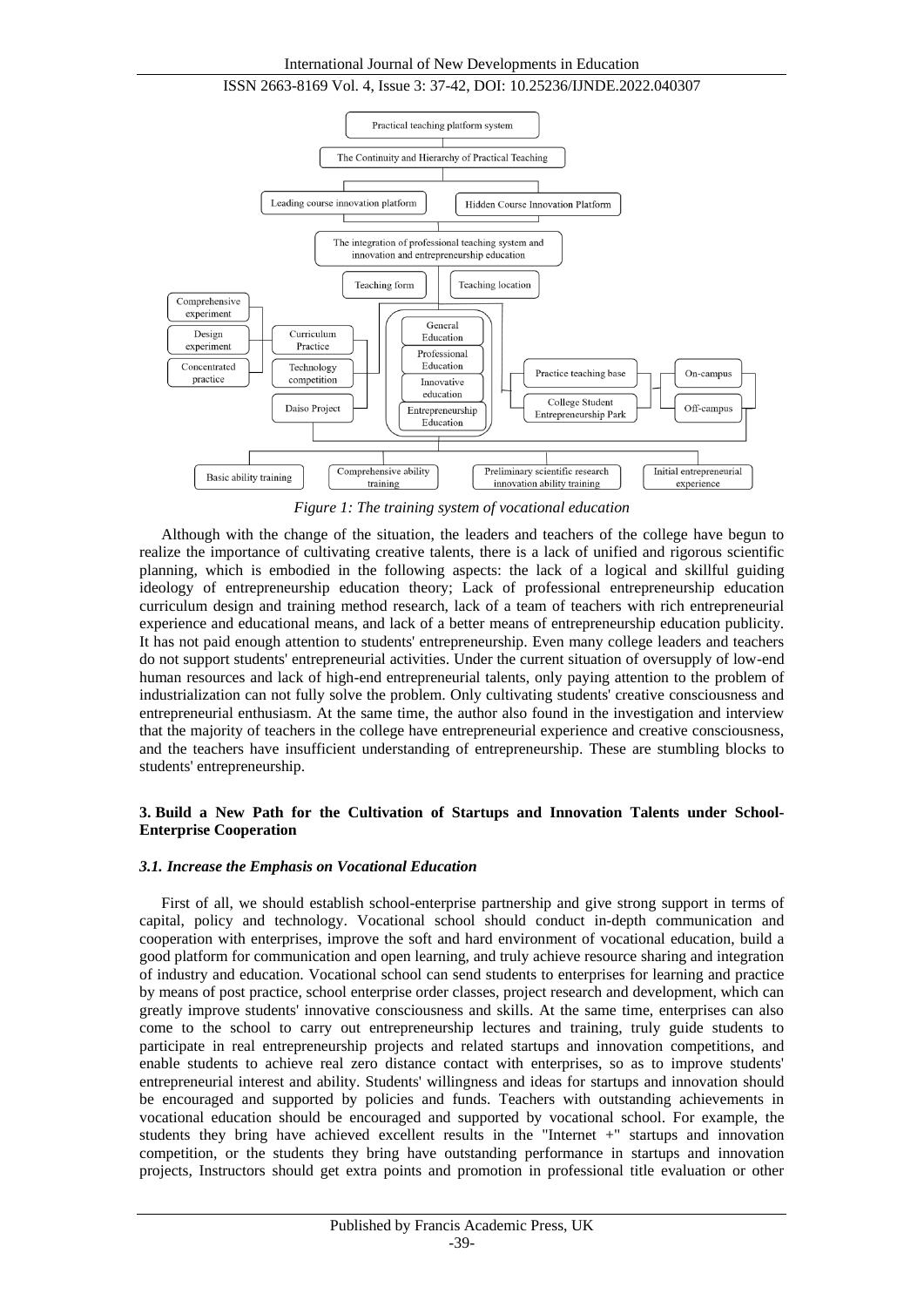*Figure 1: The training system of vocational education*

Although with the change of the situation, the leaders and teachers of the college have begun to realize the importance of cultivating creative talents, there is a lack of unified and rigorous scientific planning, which is embodied in the following aspects: the lack of a logical and skillful guiding ideology of entrepreneurship education theory; Lack of professional entrepreneurship education curriculum design and training method research, lack of a team of teachers with rich entrepreneurial experience and educational means, and lack of a better means of entrepreneurship education publicity. It has not paid enough attention to students' entrepreneurship. Even many college leaders and teachers do not support students' entrepreneurial activities. Under the current situation of oversupply of low-end human resources and lack of high-end entrepreneurial talents, only paying attention to the problem of industrialization can not fully solve the problem. Only cultivating students' creative consciousness and entrepreneurial enthusiasm. At the same time, the author also found in the investigation and interview that the majority of teachers in the college have entrepreneurial experience and creative consciousness, and the teachers have insufficient understanding of entrepreneurship. These are stumbling blocks to students' entrepreneurship.

## 3. Build a New Path for the Cultivation of Startups and Innovation Talents under School-Enterprise Cooperation

### *3.1. Increase the Emphasis on Vocational Education*

First of all, we should establish school-enterprise partnership and give strong support in terms of capital, policy and technology. Vocational school should conduct in-depth communication and cooperation with enterprises, improve the soft and hard environment of vocational education, build a good platform for communication and open learning, and truly achieve resource sharing and integration of industry and education. Vocational school can send students to enterprises for learning and practice by means of post practice, school enterprise order classes, project research and development, which can greatly improve students' innovative consciousness and skills. At the same time, enterprises can also come to the school to carry out entrepreneurship lectures and training, truly guide students to participate in real entrepreneurship projects and related startups and innovation competitions, and enable students to achieve real zero distance contact with enterprises, so as to improve students' entrepreneurial interest and ability. Students' willingness and ideas for startups and innovation should be encouraged and supported by policies and funds. Teachers with outstanding achievements in vocational education should be encouraged and supported by vocational school. For example, the students they bring have achieved excellent results in the "Internet +" startups and innovation competition, or the students they bring have outstanding performance in startups and innovation projects, Instructors should get extra points and promotion in professional title evaluation or other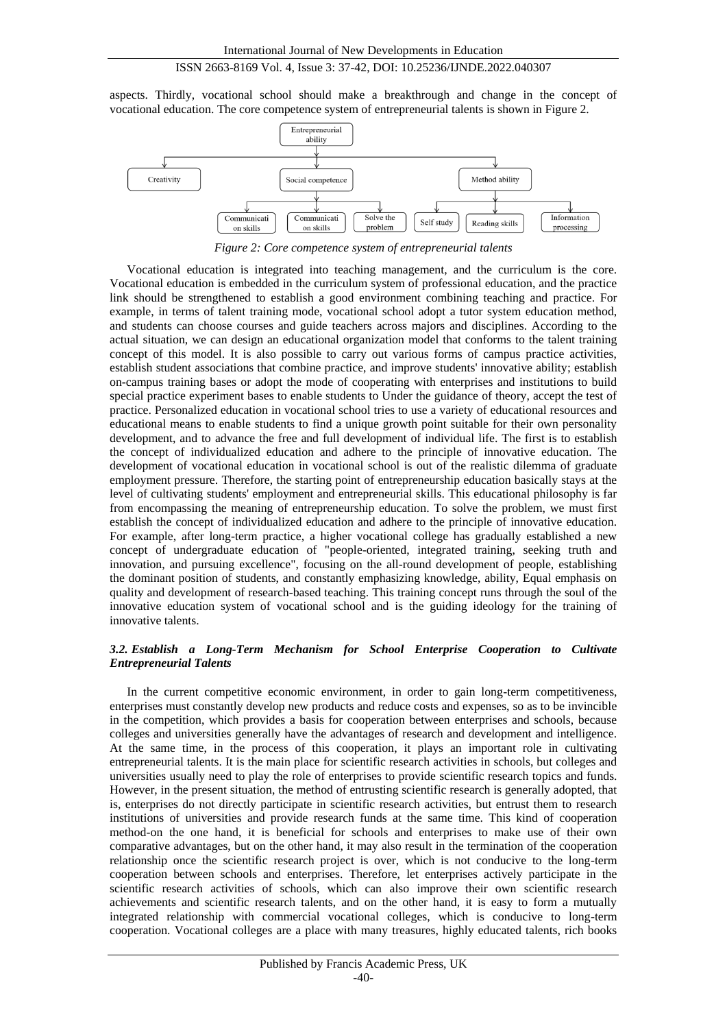aspects. Thirdly, vocational school should make a breakthrough and change in the concept of vocational education. The core competence system of entrepreneurial talents is shown in Figure 2.

*Figure 2: Core competence system of entrepreneurial talents*

Vocational education is integrated into teaching management, and the curriculum is the core. Vocational education is embedded in the curriculum system of professional education, and the practice link should be strengthened to establish a good environment combining teaching and practice. For example, in terms of talent training mode, vocational school adopt a tutor system education method, and students can choose courses and guide teachers across majors and disciplines. According to the actual situation, we can design an educational organization model that conforms to the talent training concept of this model. It is also possible to carry out various forms of campus practice activities, establish student associations that combine practice, and improve students' innovative ability; establish on-campus training bases or adopt the mode of cooperating with enterprises and institutions to build special practice experiment bases to enable students to Under the guidance of theory, accept the test of practice. Personalized education in vocational school tries to use a variety of educational resources and educational means to enable students to find a unique growth point suitable for their own personality development, and to advance the free and full development of individual life. The first is to establish the concept of individualized education and adhere to the principle of innovative education. The development of vocational education in vocational school is out of the realistic dilemma of graduate employment pressure. Therefore, the starting point of entrepreneurship education basically stays at the level of cultivating students' employment and entrepreneurial skills. This educational philosophy is far from encompassing the meaning of entrepreneurship education. To solve the problem, we must first establish the concept of individualized education and adhere to the principle of innovative education. For example, after long-term practice, a higher vocational college has gradually established a new concept of undergraduate education of "people-oriented, integrated training, seeking truth and innovation, and pursuing excellence", focusing on the all-round development of people, establishing the dominant position of students, and constantly emphasizing knowledge, ability, Equal emphasis on quality and development of research-based teaching. This training concept runs through the soul of the innovative education system of vocational school and is the guiding ideology for the training of innovative talents.

### *3.2. Establish a Long-Term Mechanism for School Enterprise Cooperation to Cultivate Entrepreneurial Talents*

In the current competitive economic environment, in order to gain long-term competitiveness, enterprises must constantly develop new products and reduce costs and expenses, so as to be invincible in the competition, which provides a basis for cooperation between enterprises and schools, because colleges and universities generally have the advantages of research and development and intelligence. At the same time, in the process of this cooperation, it plays an important role in cultivating entrepreneurial talents. It is the main place for scientific research activities in schools, but colleges and universities usually need to play the role of enterprises to provide scientific research topics and funds. However, in the present situation, the method of entrusting scientific research is generally adopted, that is, enterprises do not directly participate in scientific research activities, but entrust them to research institutions of universities and provide research funds at the same time. This kind of cooperation method-on the one hand, it is beneficial for schools and enterprises to make use of their own comparative advantages, but on the other hand, it may also result in the termination of the cooperation relationship once the scientific research project is over, which is not conducive to the long-term cooperation between schools and enterprises. Therefore, let enterprises actively participate in the scientific research activities of schools, which can also improve their own scientific research achievements and scientific research talents, and on the other hand, it is easy to form a mutually integrated relationship with commercial vocational colleges, which is conducive to long-term cooperation. Vocational colleges are a place with many treasures, highly educated talents, rich books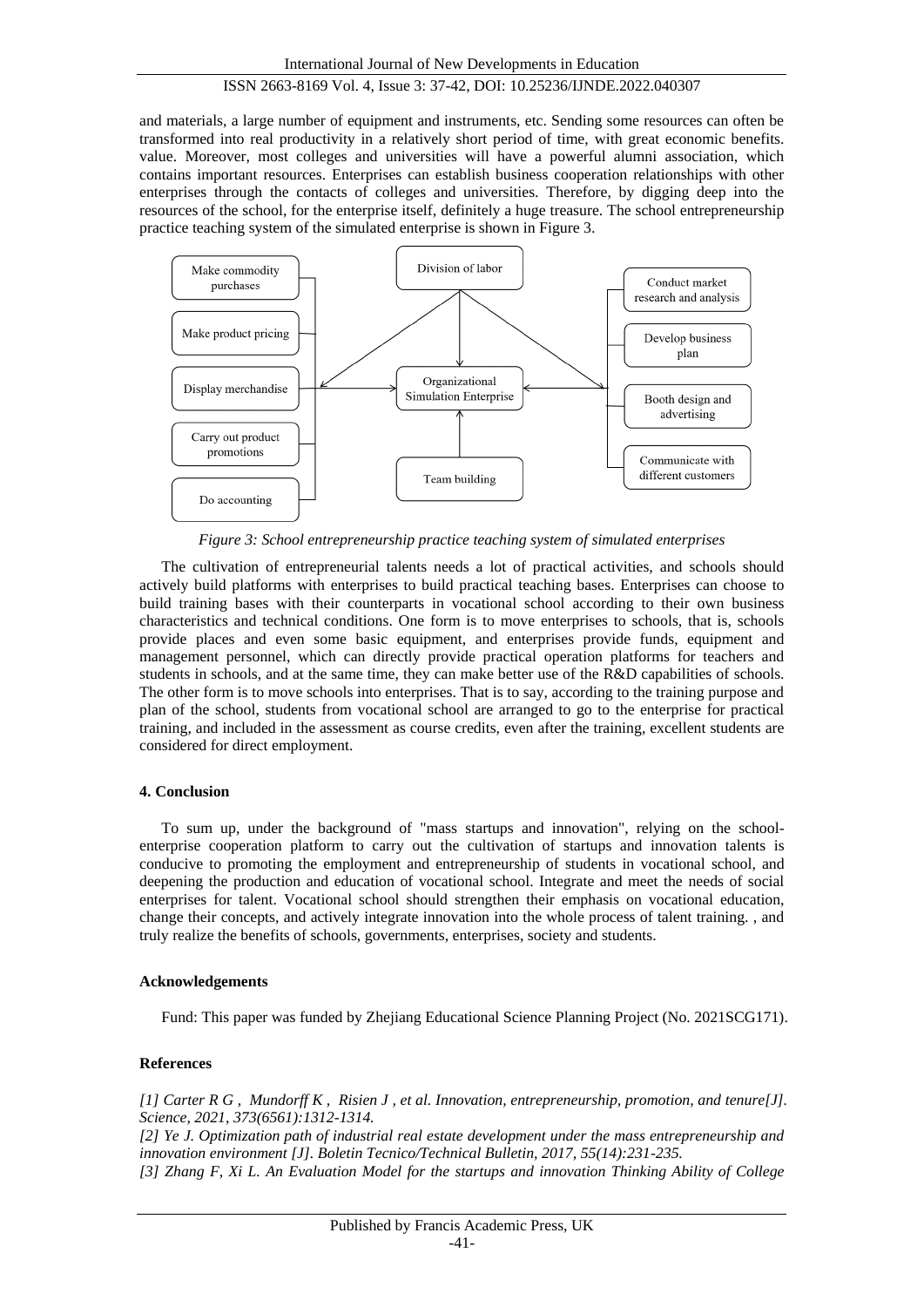and materials, a large number of equipment and instruments, etc. Sending some resources can often be transformed into real productivity in a relatively short period of time, with great economic benefits. value. Moreover, most colleges and universities will have a powerful alumni association, which contains important resources. Enterprises can establish business cooperation relationships with other enterprises through the contacts of colleges and universities. Therefore, by digging deep into the resources of the school, for the enterprise itself, definitely a huge treasure. The school entrepreneurship practice teaching system of the simulated enterprise is shown in Figure 3.

*Figure 3: School entrepreneurship practice teaching system of simulated enterprises*

The cultivation of entrepreneurial talents needs a lot of practical activities, and schools should actively build platforms with enterprises to build practical teaching bases. Enterprises can choose to build training bases with their counterparts in vocational school according to their own business characteristics and technical conditions. One form is to move enterprises to schools, that is, schools provide places and even some basic equipment, and enterprises provide funds, equipment and management personnel, which can directly provide practical operation platforms for teachers and students in schools, and at the same time, they can make better use of the R&D capabilities of schools. The other form is to move schools into enterprises. That is to say, according to the training purpose and plan of the school, students from vocational school are arranged to go to the enterprise for practical training, and included in the assessment as course credits, even after the training, excellent students are considered for direct employment.

## 4. Conclusion

To sum up, under the background of "mass startups and innovation", relying on the school-enterprise cooperation platform to carry out the cultivation of startups and innovation talents is conducive to promoting the employment and entrepreneurship of students in vocational school, and deepening the production and education of vocational school. Integrate and meet the needs of social enterprises for talent. Vocational school should strengthen their emphasis on vocational education, change their concepts, and actively integrate innovation into the whole process of talent training. , and truly realize the benefits of schools, governments, enterprises, society and students.

## Acknowledgements

Fund: This paper was funded by Zhejiang Educational Science Planning Project (No. 2021SCG171).

## References

*[1] Carter R G , Mundorff K , Risien J , et al. Innovation, entrepreneurship, promotion, and tenure[J]. Science, 2021, 373(6561):1312-1314.*

*[2] Ye J. Optimization path of industrial real estate development under the mass entrepreneurship and innovation environment [J]. Boletin Tecnico/Technical Bulletin, 2017, 55(14):231-235.*

*[3] Zhang F, Xi L. An Evaluation Model for the startups and innovation Thinking Ability of College*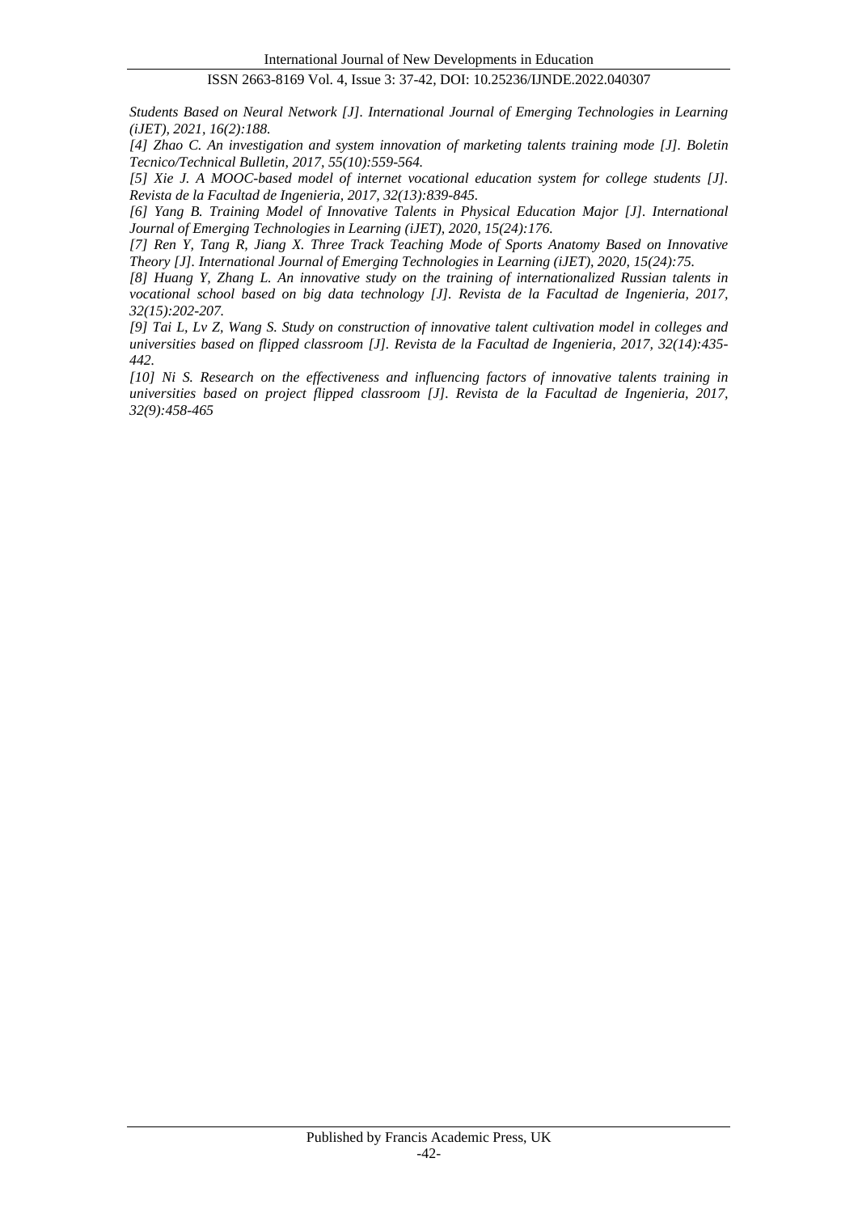*Students Based on Neural Network [J]. International Journal of Emerging Technologies in Learning (iJET), 2021, 16(2):188.*

*[4] Zhao C. An investigation and system innovation of marketing talents training mode [J]. Boletin Tecnico/Technical Bulletin, 2017, 55(10):559-564.*

*[5] Xie J. A MOOC-based model of internet vocational education system for college students [J]. Revista de la Facultad de Ingenieria, 2017, 32(13):839-845.*

*[6] Yang B. Training Model of Innovative Talents in Physical Education Major [J]. International Journal of Emerging Technologies in Learning (iJET), 2020, 15(24):176.*

*[7] Ren Y, Tang R, Jiang X. Three Track Teaching Mode of Sports Anatomy Based on Innovative Theory [J]. International Journal of Emerging Technologies in Learning (iJET), 2020, 15(24):75.*

*[8] Huang Y, Zhang L. An innovative study on the training of internationalized Russian talents in vocational school based on big data technology [J]. Revista de la Facultad de Ingenieria, 2017, 32(15):202-207.*

*[9] Tai L, Lv Z, Wang S. Study on construction of innovative talent cultivation model in colleges and universities based on flipped classroom [J]. Revista de la Facultad de Ingenieria, 2017, 32(14):435-442.*

*[10] Ni S. Research on the effectiveness and influencing factors of innovative talents training in universities based on project flipped classroom [J]. Revista de la Facultad de Ingenieria, 2017, 32(9):458-465*